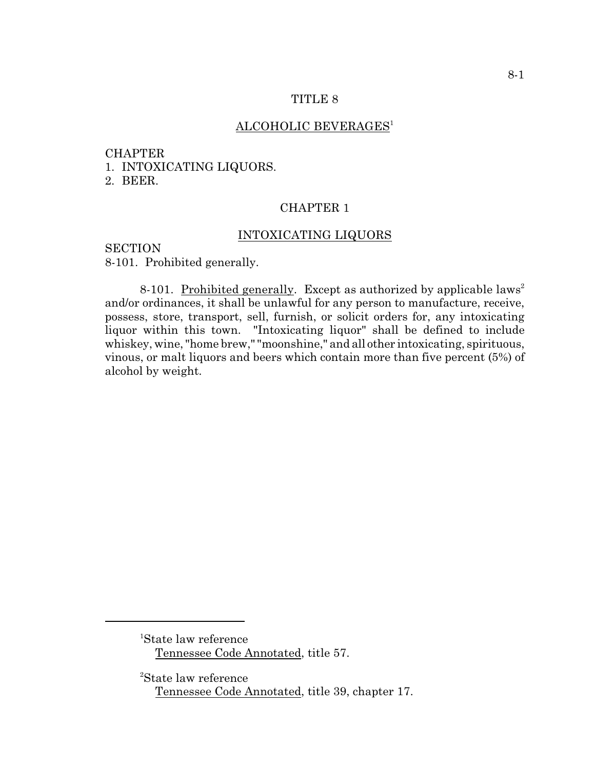# TITLE 8

## ALCOHOLIC BEVERAGES[1]

CHAPTER
1. INTOXICATING LIQUORS.
2. BEER.

## CHAPTER 1

## INTOXICATING LIQUORS

SECTION
8-101. Prohibited generally.

8-101. Prohibited generally. Except as authorized by applicable laws[2] and/or ordinances, it shall be unlawful for any person to manufacture, receive, possess, store, transport, sell, furnish, or solicit orders for, any intoxicating liquor within this town. "Intoxicating liquor" shall be defined to include whiskey, wine, "home brew," "moonshine," and all other intoxicating, spirituous, vinous, or malt liquors and beers which contain more than five percent (5%) of alcohol by weight.

---

[1]State law reference
Tennessee Code Annotated, title 57.

[2]State law reference
Tennessee Code Annotated, title 39, chapter 17.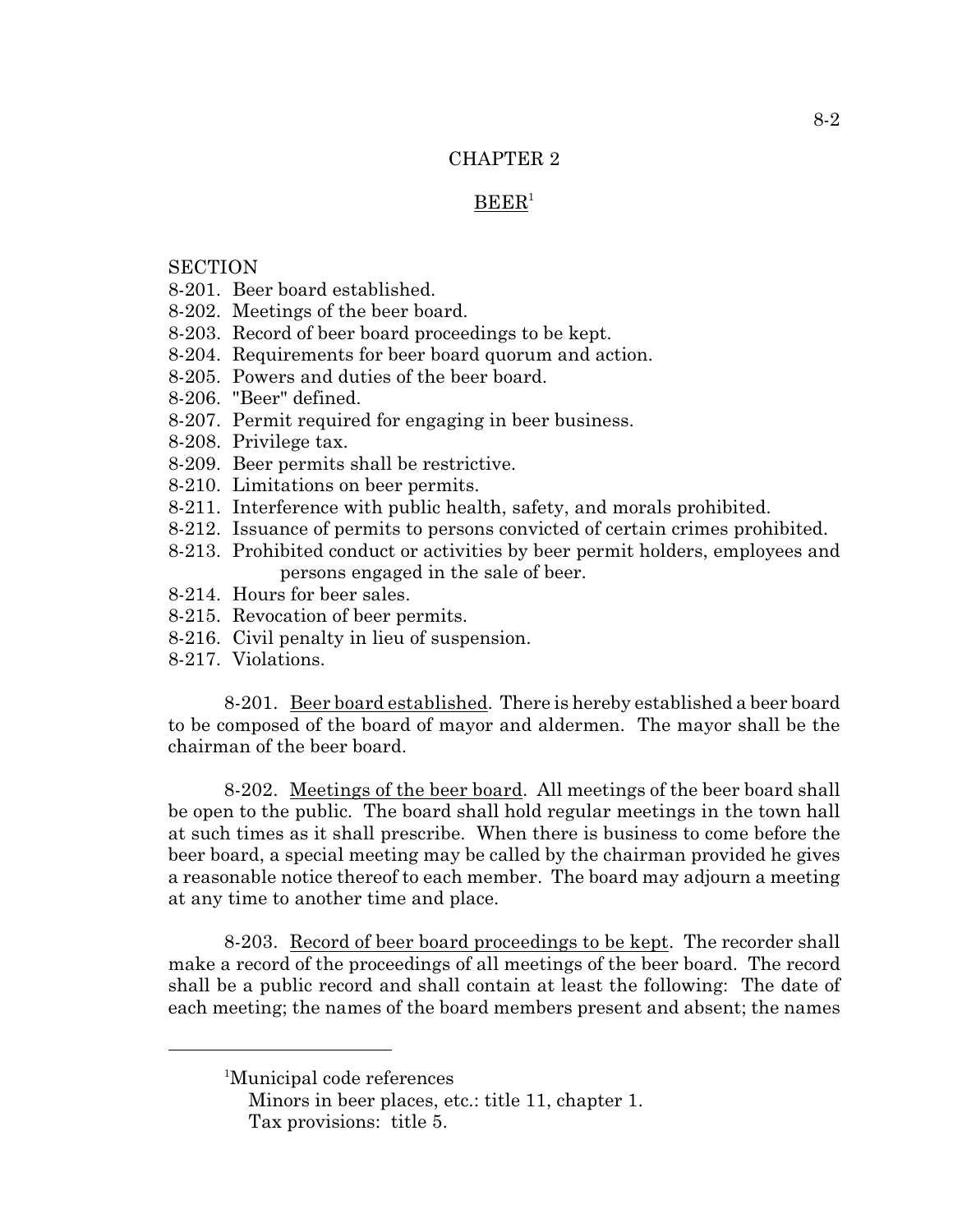# CHAPTER 2

## BEER[1]

SECTION

8-201. Beer board established.
8-202. Meetings of the beer board.
8-203. Record of beer board proceedings to be kept.
8-204. Requirements for beer board quorum and action.
8-205. Powers and duties of the beer board.
8-206. "Beer" defined.
8-207. Permit required for engaging in beer business.
8-208. Privilege tax.
8-209. Beer permits shall be restrictive.
8-210. Limitations on beer permits.
8-211. Interference with public health, safety, and morals prohibited.
8-212. Issuance of permits to persons convicted of certain crimes prohibited.
8-213. Prohibited conduct or activities by beer permit holders, employees and persons engaged in the sale of beer.
8-214. Hours for beer sales.
8-215. Revocation of beer permits.
8-216. Civil penalty in lieu of suspension.
8-217. Violations.

8-201. Beer board established. There is hereby established a beer board to be composed of the board of mayor and aldermen. The mayor shall be the chairman of the beer board.

8-202. Meetings of the beer board. All meetings of the beer board shall be open to the public. The board shall hold regular meetings in the town hall at such times as it shall prescribe. When there is business to come before the beer board, a special meeting may be called by the chairman provided he gives a reasonable notice thereof to each member. The board may adjourn a meeting at any time to another time and place.

8-203. Record of beer board proceedings to be kept. The recorder shall make a record of the proceedings of all meetings of the beer board. The record shall be a public record and shall contain at least the following: The date of each meeting; the names of the board members present and absent; the names

---

[1]Municipal code references
Minors in beer places, etc.: title 11, chapter 1.
Tax provisions: title 5.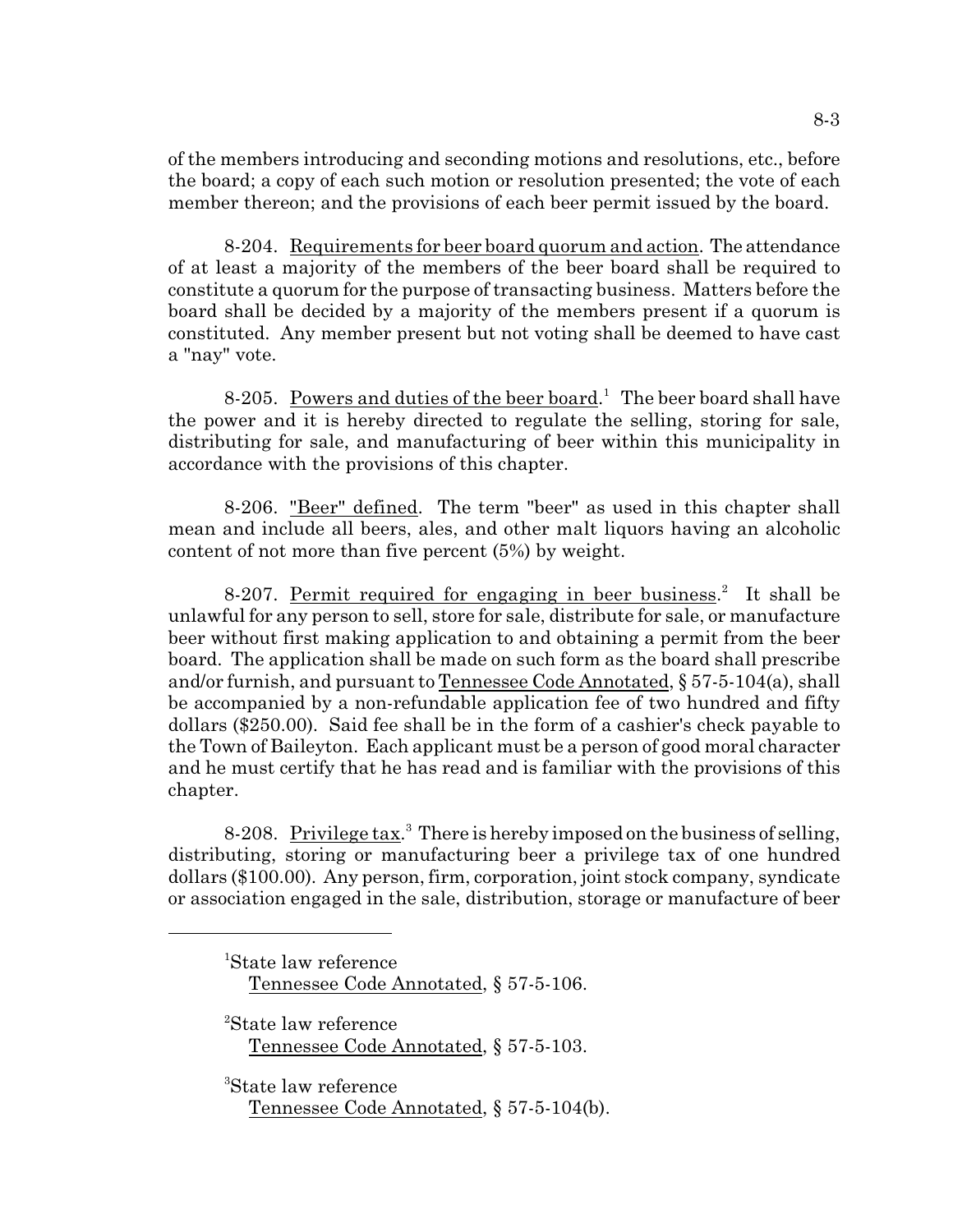of the members introducing and seconding motions and resolutions, etc., before the board; a copy of each such motion or resolution presented; the vote of each member thereon; and the provisions of each beer permit issued by the board.

8-204. Requirements for beer board quorum and action. The attendance of at least a majority of the members of the beer board shall be required to constitute a quorum for the purpose of transacting business. Matters before the board shall be decided by a majority of the members present if a quorum is constituted. Any member present but not voting shall be deemed to have cast a "nay" vote.

8-205. Powers and duties of the beer board.[1] The beer board shall have the power and it is hereby directed to regulate the selling, storing for sale, distributing for sale, and manufacturing of beer within this municipality in accordance with the provisions of this chapter.

8-206. "Beer" defined. The term "beer" as used in this chapter shall mean and include all beers, ales, and other malt liquors having an alcoholic content of not more than five percent (5%) by weight.

8-207. Permit required for engaging in beer business.[2] It shall be unlawful for any person to sell, store for sale, distribute for sale, or manufacture beer without first making application to and obtaining a permit from the beer board. The application shall be made on such form as the board shall prescribe and/or furnish, and pursuant to Tennessee Code Annotated, § 57-5-104(a), shall be accompanied by a non-refundable application fee of two hundred and fifty dollars ($250.00). Said fee shall be in the form of a cashier's check payable to the Town of Baileyton. Each applicant must be a person of good moral character and he must certify that he has read and is familiar with the provisions of this chapter.

8-208. Privilege tax.[3] There is hereby imposed on the business of selling, distributing, storing or manufacturing beer a privilege tax of one hundred dollars ($100.00). Any person, firm, corporation, joint stock company, syndicate or association engaged in the sale, distribution, storage or manufacture of beer

---

[1]State law reference
Tennessee Code Annotated, § 57-5-106.

[2]State law reference
Tennessee Code Annotated, § 57-5-103.

[3]State law reference
Tennessee Code Annotated, § 57-5-104(b).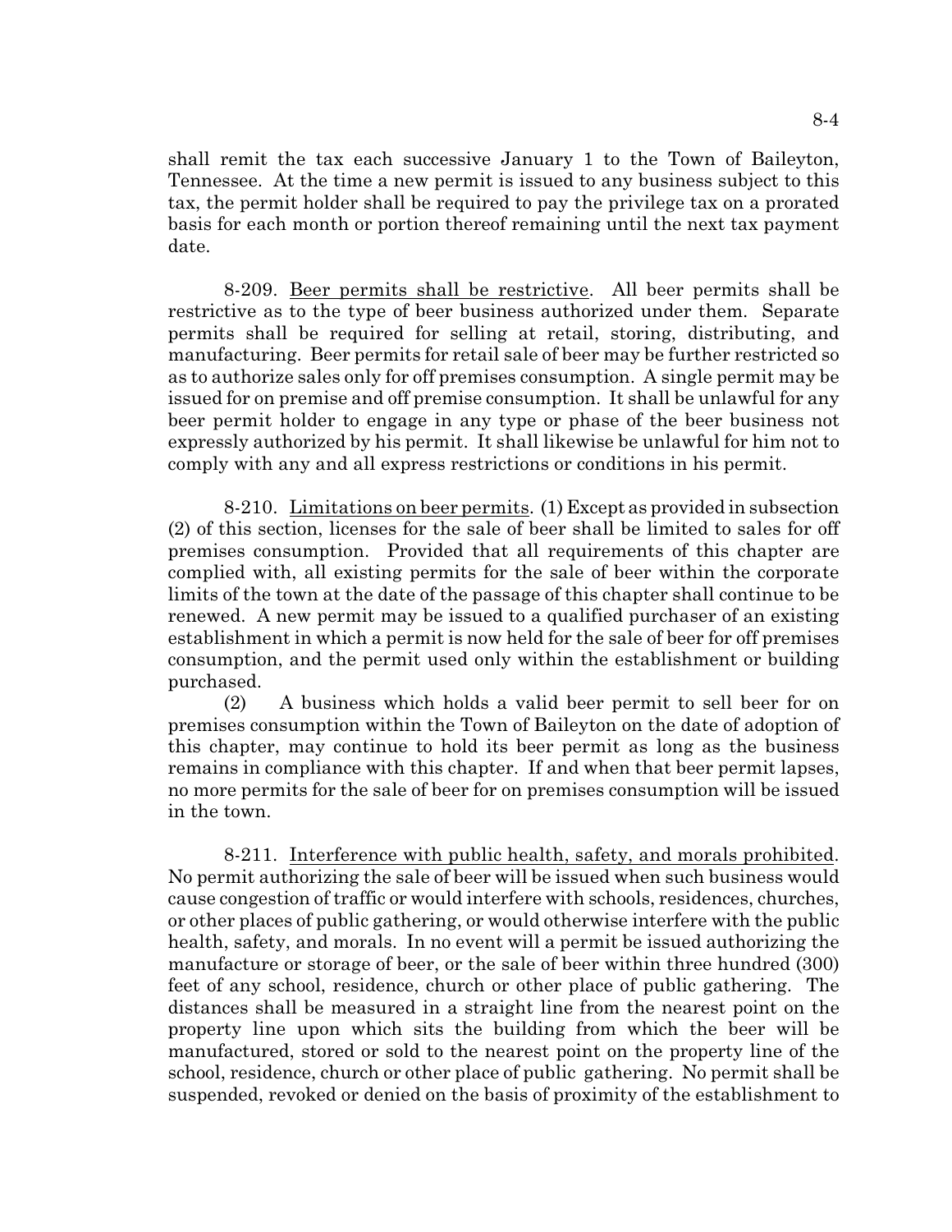shall remit the tax each successive January 1 to the Town of Baileyton, Tennessee. At the time a new permit is issued to any business subject to this tax, the permit holder shall be required to pay the privilege tax on a prorated basis for each month or portion thereof remaining until the next tax payment date.

8-209. Beer permits shall be restrictive. All beer permits shall be restrictive as to the type of beer business authorized under them. Separate permits shall be required for selling at retail, storing, distributing, and manufacturing. Beer permits for retail sale of beer may be further restricted so as to authorize sales only for off premises consumption. A single permit may be issued for on premise and off premise consumption. It shall be unlawful for any beer permit holder to engage in any type or phase of the beer business not expressly authorized by his permit. It shall likewise be unlawful for him not to comply with any and all express restrictions or conditions in his permit.

8-210. Limitations on beer permits. (1) Except as provided in subsection (2) of this section, licenses for the sale of beer shall be limited to sales for off premises consumption. Provided that all requirements of this chapter are complied with, all existing permits for the sale of beer within the corporate limits of the town at the date of the passage of this chapter shall continue to be renewed. A new permit may be issued to a qualified purchaser of an existing establishment in which a permit is now held for the sale of beer for off premises consumption, and the permit used only within the establishment or building purchased.

(2) A business which holds a valid beer permit to sell beer for on premises consumption within the Town of Baileyton on the date of adoption of this chapter, may continue to hold its beer permit as long as the business remains in compliance with this chapter. If and when that beer permit lapses, no more permits for the sale of beer for on premises consumption will be issued in the town.

8-211. Interference with public health, safety, and morals prohibited. No permit authorizing the sale of beer will be issued when such business would cause congestion of traffic or would interfere with schools, residences, churches, or other places of public gathering, or would otherwise interfere with the public health, safety, and morals. In no event will a permit be issued authorizing the manufacture or storage of beer, or the sale of beer within three hundred (300) feet of any school, residence, church or other place of public gathering. The distances shall be measured in a straight line from the nearest point on the property line upon which sits the building from which the beer will be manufactured, stored or sold to the nearest point on the property line of the school, residence, church or other place of public gathering. No permit shall be suspended, revoked or denied on the basis of proximity of the establishment to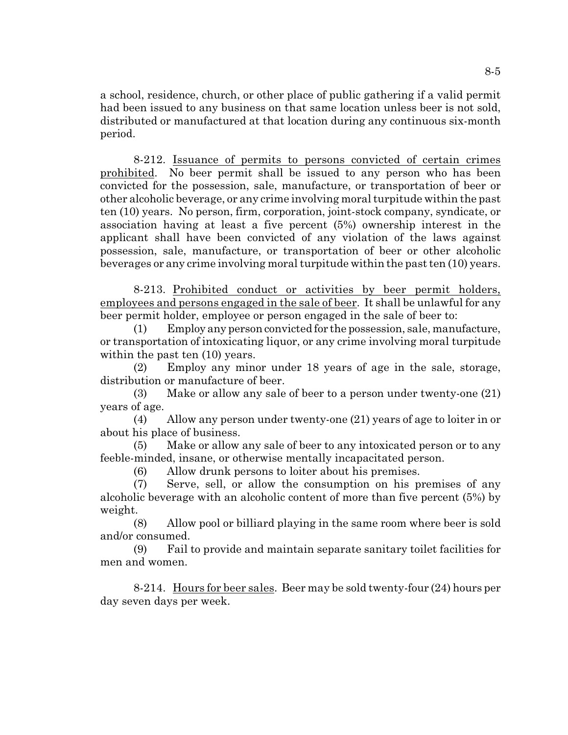a school, residence, church, or other place of public gathering if a valid permit had been issued to any business on that same location unless beer is not sold, distributed or manufactured at that location during any continuous six-month period.

8-212. Issuance of permits to persons convicted of certain crimes prohibited. No beer permit shall be issued to any person who has been convicted for the possession, sale, manufacture, or transportation of beer or other alcoholic beverage, or any crime involving moral turpitude within the past ten (10) years. No person, firm, corporation, joint-stock company, syndicate, or association having at least a five percent (5%) ownership interest in the applicant shall have been convicted of any violation of the laws against possession, sale, manufacture, or transportation of beer or other alcoholic beverages or any crime involving moral turpitude within the past ten (10) years.

8-213. Prohibited conduct or activities by beer permit holders, employees and persons engaged in the sale of beer. It shall be unlawful for any beer permit holder, employee or person engaged in the sale of beer to:

(1) Employ any person convicted for the possession, sale, manufacture, or transportation of intoxicating liquor, or any crime involving moral turpitude within the past ten (10) years.

(2) Employ any minor under 18 years of age in the sale, storage, distribution or manufacture of beer.

(3) Make or allow any sale of beer to a person under twenty-one (21) years of age.

(4) Allow any person under twenty-one (21) years of age to loiter in or about his place of business.

(5) Make or allow any sale of beer to any intoxicated person or to any feeble-minded, insane, or otherwise mentally incapacitated person.

(6) Allow drunk persons to loiter about his premises.

(7) Serve, sell, or allow the consumption on his premises of any alcoholic beverage with an alcoholic content of more than five percent (5%) by weight.

(8) Allow pool or billiard playing in the same room where beer is sold and/or consumed.

(9) Fail to provide and maintain separate sanitary toilet facilities for men and women.

8-214. Hours for beer sales. Beer may be sold twenty-four (24) hours per day seven days per week.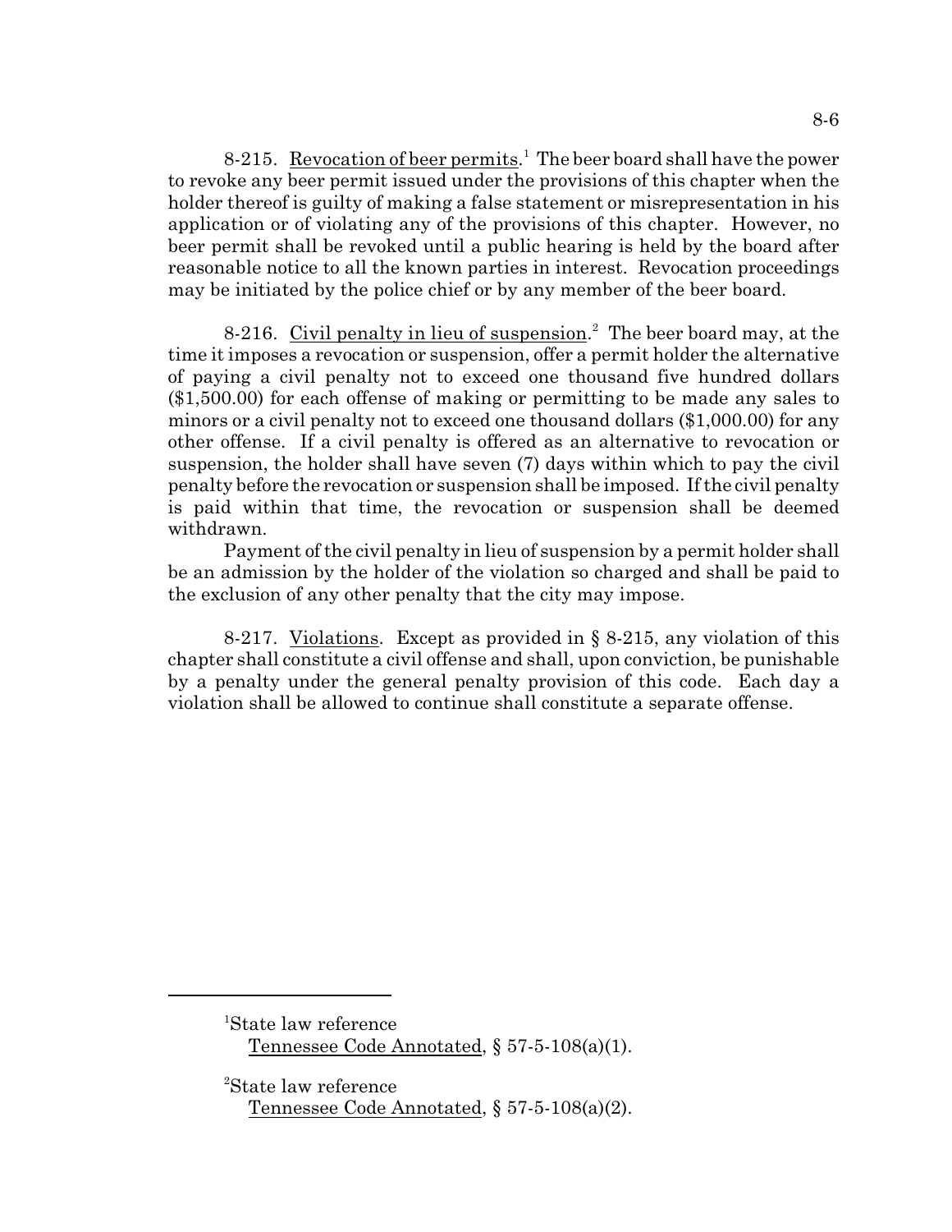8-215. Revocation of beer permits.[1] The beer board shall have the power to revoke any beer permit issued under the provisions of this chapter when the holder thereof is guilty of making a false statement or misrepresentation in his application or of violating any of the provisions of this chapter. However, no beer permit shall be revoked until a public hearing is held by the board after reasonable notice to all the known parties in interest. Revocation proceedings may be initiated by the police chief or by any member of the beer board.

8-216. Civil penalty in lieu of suspension.[2] The beer board may, at the time it imposes a revocation or suspension, offer a permit holder the alternative of paying a civil penalty not to exceed one thousand five hundred dollars ($1,500.00) for each offense of making or permitting to be made any sales to minors or a civil penalty not to exceed one thousand dollars ($1,000.00) for any other offense. If a civil penalty is offered as an alternative to revocation or suspension, the holder shall have seven (7) days within which to pay the civil penalty before the revocation or suspension shall be imposed. If the civil penalty is paid within that time, the revocation or suspension shall be deemed withdrawn.

Payment of the civil penalty in lieu of suspension by a permit holder shall be an admission by the holder of the violation so charged and shall be paid to the exclusion of any other penalty that the city may impose.

8-217. Violations. Except as provided in § 8-215, any violation of this chapter shall constitute a civil offense and shall, upon conviction, be punishable by a penalty under the general penalty provision of this code. Each day a violation shall be allowed to continue shall constitute a separate offense.

---

[1]State law reference
Tennessee Code Annotated, § 57-5-108(a)(1).

[2]State law reference
Tennessee Code Annotated, § 57-5-108(a)(2).